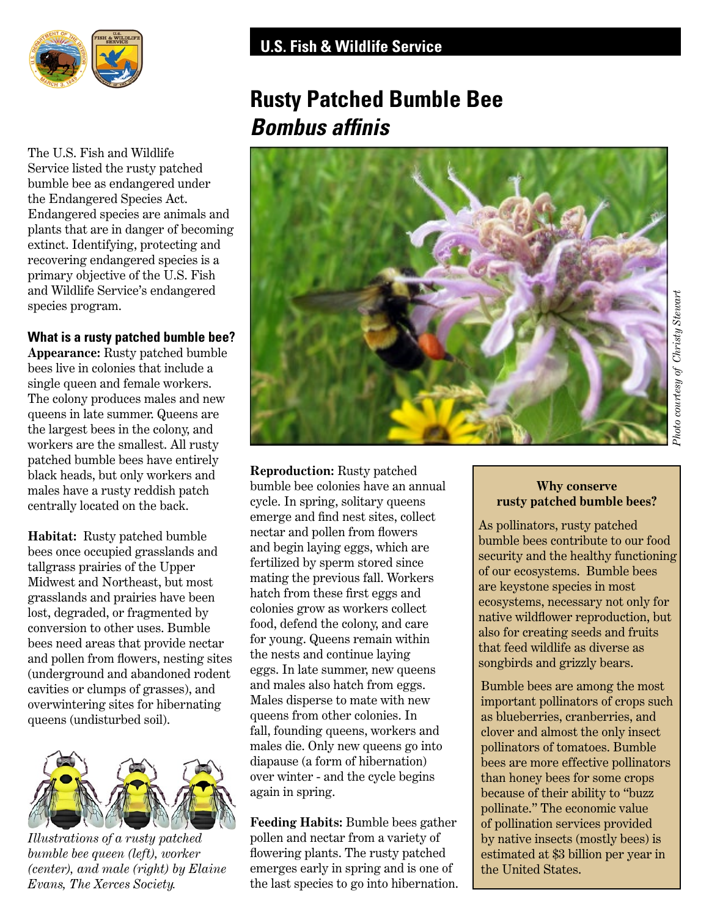U.S. Fish & Wildlife Service

# Rusty Patched Bumble Bee
## *Bombus affinis*

The U.S. Fish and Wildlife Service listed the rusty patched bumble bee as endangered under the Endangered Species Act. Endangered species are animals and plants that are in danger of becoming extinct. Identifying, protecting and recovering endangered species is a primary objective of the U.S. Fish and Wildlife Service's endangered species program.

### What is a rusty patched bumble bee?

**Appearance:** Rusty patched bumble bees live in colonies that include a single queen and female workers. The colony produces males and new queens in late summer. Queens are the largest bees in the colony, and workers are the smallest. All rusty patched bumble bees have entirely black heads, but only workers and males have a rusty reddish patch centrally located on the back.

**Habitat:** Rusty patched bumble bees once occupied grasslands and tallgrass prairies of the Upper Midwest and Northeast, but most grasslands and prairies have been lost, degraded, or fragmented by conversion to other uses. Bumble bees need areas that provide nectar and pollen from flowers, nesting sites (underground and abandoned rodent cavities or clumps of grasses), and overwintering sites for hibernating queens (undisturbed soil).

*Illustrations of a rusty patched bumble bee queen (left), worker (center), and male (right) by Elaine Evans, The Xerces Society.*

*Photo courtesy of Christy Stewart*

**Reproduction:** Rusty patched bumble bee colonies have an annual cycle. In spring, solitary queens emerge and find nest sites, collect nectar and pollen from flowers and begin laying eggs, which are fertilized by sperm stored since mating the previous fall. Workers hatch from these first eggs and colonies grow as workers collect food, defend the colony, and care for young. Queens remain within the nests and continue laying eggs. In late summer, new queens and males also hatch from eggs. Males disperse to mate with new queens from other colonies. In fall, founding queens, workers and males die. Only new queens go into diapause (a form of hibernation) over winter - and the cycle begins again in spring.

**Feeding Habits:** Bumble bees gather pollen and nectar from a variety of flowering plants. The rusty patched emerges early in spring and is one of the last species to go into hibernation.

**Why conserve rusty patched bumble bees?**

As pollinators, rusty patched bumble bees contribute to our food security and the healthy functioning of our ecosystems. Bumble bees are keystone species in most ecosystems, necessary not only for native wildflower reproduction, but also for creating seeds and fruits that feed wildlife as diverse as songbirds and grizzly bears.

Bumble bees are among the most important pollinators of crops such as blueberries, cranberries, and clover and almost the only insect pollinators of tomatoes. Bumble bees are more effective pollinators than honey bees for some crops because of their ability to "buzz pollinate." The economic value of pollination services provided by native insects (mostly bees) is estimated at $3 billion per year in the United States.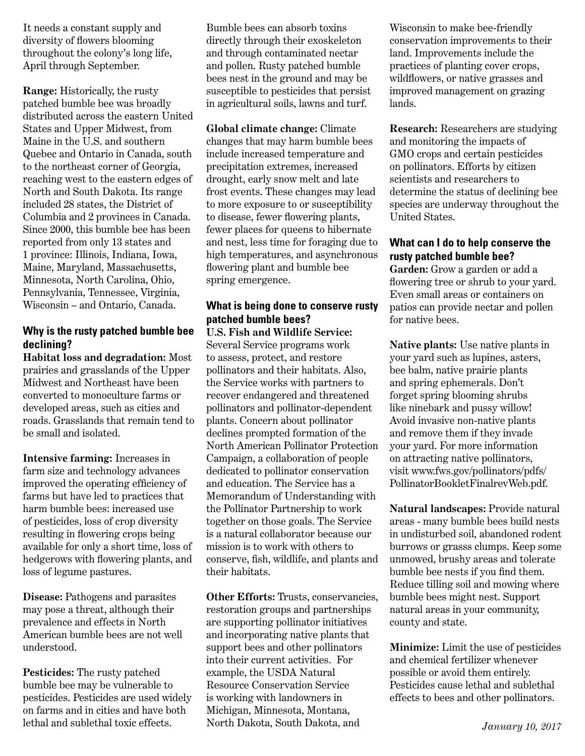It needs a constant supply and diversity of flowers blooming throughout the colony's long life, April through September.

**Range:** Historically, the rusty patched bumble bee was broadly distributed across the eastern United States and Upper Midwest, from Maine in the U.S. and southern Quebec and Ontario in Canada, south to the northeast corner of Georgia, reaching west to the eastern edges of North and South Dakota. Its range included 28 states, the District of Columbia and 2 provinces in Canada. Since 2000, this bumble bee has been reported from only 13 states and 1 province: Illinois, Indiana, Iowa, Maine, Maryland, Massachusetts, Minnesota, North Carolina, Ohio, Pennsylvania, Tennessee, Virginia, Wisconsin – and Ontario, Canada.

## Why is the rusty patched bumble bee declining?

**Habitat loss and degradation:** Most prairies and grasslands of the Upper Midwest and Northeast have been converted to monoculture farms or developed areas, such as cities and roads. Grasslands that remain tend to be small and isolated.

**Intensive farming:** Increases in farm size and technology advances improved the operating efficiency of farms but have led to practices that harm bumble bees: increased use of pesticides, loss of crop diversity resulting in flowering crops being available for only a short time, loss of hedgerows with flowering plants, and loss of legume pastures.

**Disease:** Pathogens and parasites may pose a threat, although their prevalence and effects in North American bumble bees are not well understood.

**Pesticides:** The rusty patched bumble bee may be vulnerable to pesticides. Pesticides are used widely on farms and in cities and have both lethal and sublethal toxic effects. Bumble bees can absorb toxins directly through their exoskeleton and through contaminated nectar and pollen. Rusty patched bumble bees nest in the ground and may be susceptible to pesticides that persist in agricultural soils, lawns and turf.

**Global climate change:** Climate changes that may harm bumble bees include increased temperature and precipitation extremes, increased drought, early snow melt and late frost events. These changes may lead to more exposure to or susceptibility to disease, fewer flowering plants, fewer places for queens to hibernate and nest, less time for foraging due to high temperatures, and asynchronous flowering plant and bumble bee spring emergence.

## What is being done to conserve rusty patched bumble bees?

**U.S. Fish and Wildlife Service:** Several Service programs work to assess, protect, and restore pollinators and their habitats. Also, the Service works with partners to recover endangered and threatened pollinators and pollinator-dependent plants. Concern about pollinator declines prompted formation of the North American Pollinator Protection Campaign, a collaboration of people dedicated to pollinator conservation and education. The Service has a Memorandum of Understanding with the Pollinator Partnership to work together on those goals. The Service is a natural collaborator because our mission is to work with others to conserve, fish, wildlife, and plants and their habitats.

**Other Efforts:** Trusts, conservancies, restoration groups and partnerships are supporting pollinator initiatives and incorporating native plants that support bees and other pollinators into their current activities. For example, the USDA Natural Resource Conservation Service is working with landowners in Michigan, Minnesota, Montana, North Dakota, South Dakota, and Wisconsin to make bee-friendly conservation improvements to their land. Improvements include the practices of planting cover crops, wildflowers, or native grasses and improved management on grazing lands.

**Research:** Researchers are studying and monitoring the impacts of GMO crops and certain pesticides on pollinators. Efforts by citizen scientists and researchers to determine the status of declining bee species are underway throughout the United States.

## What can I do to help conserve the rusty patched bumble bee?

**Garden:** Grow a garden or add a flowering tree or shrub to your yard. Even small areas or containers on patios can provide nectar and pollen for native bees.

**Native plants:** Use native plants in your yard such as lupines, asters, bee balm, native prairie plants and spring ephemerals. Don't forget spring blooming shrubs like ninebark and pussy willow! Avoid invasive non-native plants and remove them if they invade your yard. For more information on attracting native pollinators, visit www.fws.gov/pollinators/pdfs/PollinatorBookletFinalrevWeb.pdf.

**Natural landscapes:** Provide natural areas - many bumble bees build nests in undisturbed soil, abandoned rodent burrows or grasss clumps. Keep some unmowed, brushy areas and tolerate bumble bee nests if you find them. Reduce tilling soil and mowing where bumble bees might nest. Support natural areas in your community, county and state.

**Minimize:** Limit the use of pesticides and chemical fertilizer whenever possible or avoid them entirely. Pesticides cause lethal and sublethal effects to bees and other pollinators.

*January 10, 2017*